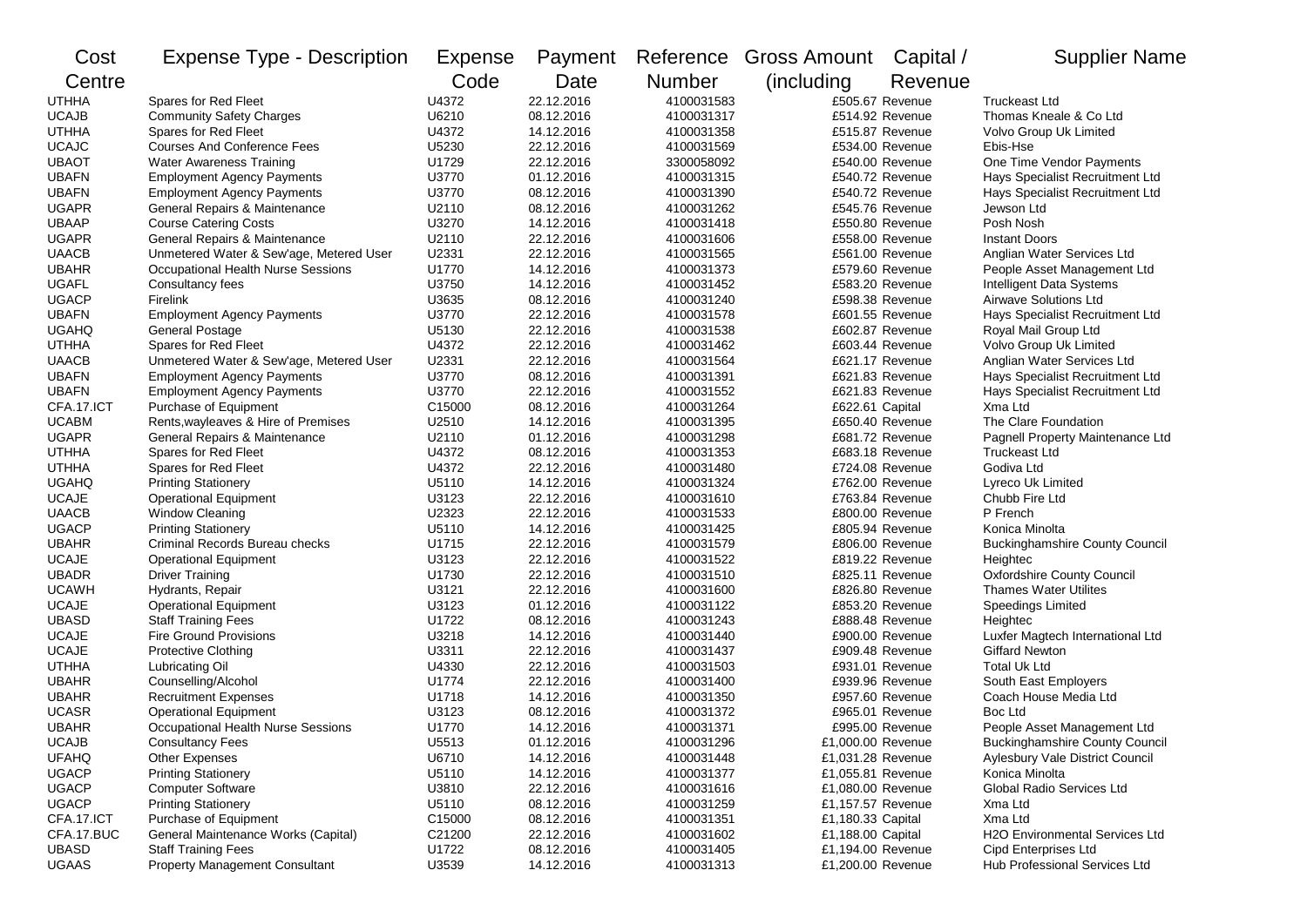| Cost Centre | Expense Type - Description | Expense Code | Payment Date | Reference Number | Gross Amount (including | Capital / Revenue | Supplier Name |
|---|---|---|---|---|---|---|---|
| UTHHA | Spares for Red Fleet | U4372 | 22.12.2016 | 4100031583 | £505.67 | Revenue | Truckeast Ltd |
| UCAJB | Community Safety Charges | U6210 | 08.12.2016 | 4100031317 | £514.92 | Revenue | Thomas Kneale & Co Ltd |
| UTHHA | Spares for Red Fleet | U4372 | 14.12.2016 | 4100031358 | £515.87 | Revenue | Volvo Group Uk Limited |
| UCAJC | Courses And Conference Fees | U5230 | 22.12.2016 | 4100031569 | £534.00 | Revenue | Ebis-Hse |
| UBAOT | Water Awareness Training | U1729 | 22.12.2016 | 3300058092 | £540.00 | Revenue | One Time Vendor Payments |
| UBAFN | Employment Agency Payments | U3770 | 01.12.2016 | 4100031315 | £540.72 | Revenue | Hays Specialist Recruitment Ltd |
| UBAFN | Employment Agency Payments | U3770 | 08.12.2016 | 4100031390 | £540.72 | Revenue | Hays Specialist Recruitment Ltd |
| UGAPR | General Repairs & Maintenance | U2110 | 08.12.2016 | 4100031262 | £545.76 | Revenue | Jewson Ltd |
| UBAAP | Course Catering Costs | U3270 | 14.12.2016 | 4100031418 | £550.80 | Revenue | Posh Nosh |
| UGAPR | General Repairs & Maintenance | U2110 | 22.12.2016 | 4100031606 | £558.00 | Revenue | Instant Doors |
| UAACB | Unmetered Water & Sew'age, Metered User | U2331 | 22.12.2016 | 4100031565 | £561.00 | Revenue | Anglian Water Services Ltd |
| UBAHR | Occupational Health Nurse Sessions | U1770 | 14.12.2016 | 4100031373 | £579.60 | Revenue | People Asset Management Ltd |
| UGAFL | Consultancy fees | U3750 | 14.12.2016 | 4100031452 | £583.20 | Revenue | Intelligent Data Systems |
| UGACP | Firelink | U3635 | 08.12.2016 | 4100031240 | £598.38 | Revenue | Airwave Solutions Ltd |
| UBAFN | Employment Agency Payments | U3770 | 22.12.2016 | 4100031578 | £601.55 | Revenue | Hays Specialist Recruitment Ltd |
| UGAHQ | General Postage | U5130 | 22.12.2016 | 4100031538 | £602.87 | Revenue | Royal Mail Group Ltd |
| UTHHA | Spares for Red Fleet | U4372 | 22.12.2016 | 4100031462 | £603.44 | Revenue | Volvo Group Uk Limited |
| UAACB | Unmetered Water & Sew'age, Metered User | U2331 | 22.12.2016 | 4100031564 | £621.17 | Revenue | Anglian Water Services Ltd |
| UBAFN | Employment Agency Payments | U3770 | 08.12.2016 | 4100031391 | £621.83 | Revenue | Hays Specialist Recruitment Ltd |
| UBAFN | Employment Agency Payments | U3770 | 22.12.2016 | 4100031552 | £621.83 | Revenue | Hays Specialist Recruitment Ltd |
| CFA.17.ICT | Purchase of Equipment | C15000 | 08.12.2016 | 4100031264 | £622.61 | Capital | Xma Ltd |
| UCABM | Rents,wayleaves & Hire of Premises | U2510 | 14.12.2016 | 4100031395 | £650.40 | Revenue | The Clare Foundation |
| UGAPR | General Repairs & Maintenance | U2110 | 01.12.2016 | 4100031298 | £681.72 | Revenue | Pagnell Property Maintenance Ltd |
| UTHHA | Spares for Red Fleet | U4372 | 08.12.2016 | 4100031353 | £683.18 | Revenue | Truckeast Ltd |
| UTHHA | Spares for Red Fleet | U4372 | 22.12.2016 | 4100031480 | £724.08 | Revenue | Godiva Ltd |
| UGAHQ | Printing Stationery | U5110 | 14.12.2016 | 4100031324 | £762.00 | Revenue | Lyreco Uk Limited |
| UCAJE | Operational Equipment | U3123 | 22.12.2016 | 4100031610 | £763.84 | Revenue | Chubb Fire Ltd |
| UAACB | Window Cleaning | U2323 | 22.12.2016 | 4100031533 | £800.00 | Revenue | P French |
| UGACP | Printing Stationery | U5110 | 14.12.2016 | 4100031425 | £805.94 | Revenue | Konica Minolta |
| UBAHR | Criminal Records Bureau checks | U1715 | 22.12.2016 | 4100031579 | £806.00 | Revenue | Buckinghamshire County Council |
| UCAJE | Operational Equipment | U3123 | 22.12.2016 | 4100031522 | £819.22 | Revenue | Heightec |
| UBADR | Driver Training | U1730 | 22.12.2016 | 4100031510 | £825.11 | Revenue | Oxfordshire County Council |
| UCAWH | Hydrants, Repair | U3121 | 22.12.2016 | 4100031600 | £826.80 | Revenue | Thames Water Utilites |
| UCAJE | Operational Equipment | U3123 | 01.12.2016 | 4100031122 | £853.20 | Revenue | Speedings Limited |
| UBASD | Staff Training Fees | U1722 | 08.12.2016 | 4100031243 | £888.48 | Revenue | Heightec |
| UCAJE | Fire Ground Provisions | U3218 | 14.12.2016 | 4100031440 | £900.00 | Revenue | Luxfer Magtech International Ltd |
| UCAJE | Protective Clothing | U3311 | 22.12.2016 | 4100031437 | £909.48 | Revenue | Giffard Newton |
| UTHHA | Lubricating Oil | U4330 | 22.12.2016 | 4100031503 | £931.01 | Revenue | Total Uk Ltd |
| UBAHR | Counselling/Alcohol | U1774 | 22.12.2016 | 4100031400 | £939.96 | Revenue | South East Employers |
| UBAHR | Recruitment Expenses | U1718 | 14.12.2016 | 4100031350 | £957.60 | Revenue | Coach House Media Ltd |
| UCASR | Operational Equipment | U3123 | 08.12.2016 | 4100031372 | £965.01 | Revenue | Boc Ltd |
| UBAHR | Occupational Health Nurse Sessions | U1770 | 14.12.2016 | 4100031371 | £995.00 | Revenue | People Asset Management Ltd |
| UCAJB | Consultancy Fees | U5513 | 01.12.2016 | 4100031296 | £1,000.00 | Revenue | Buckinghamshire County Council |
| UFAHQ | Other Expenses | U6710 | 14.12.2016 | 4100031448 | £1,031.28 | Revenue | Aylesbury Vale District Council |
| UGACP | Printing Stationery | U5110 | 14.12.2016 | 4100031377 | £1,055.81 | Revenue | Konica Minolta |
| UGACP | Computer Software | U3810 | 22.12.2016 | 4100031616 | £1,080.00 | Revenue | Global Radio Services Ltd |
| UGACP | Printing Stationery | U5110 | 08.12.2016 | 4100031259 | £1,157.57 | Revenue | Xma Ltd |
| CFA.17.ICT | Purchase of Equipment | C15000 | 08.12.2016 | 4100031351 | £1,180.33 | Capital | Xma Ltd |
| CFA.17.BUC | General Maintenance Works (Capital) | C21200 | 22.12.2016 | 4100031602 | £1,188.00 | Capital | H2O Environmental Services Ltd |
| UBASD | Staff Training Fees | U1722 | 08.12.2016 | 4100031405 | £1,194.00 | Revenue | Cipd Enterprises Ltd |
| UGAAS | Property Management Consultant | U3539 | 14.12.2016 | 4100031313 | £1,200.00 | Revenue | Hub Professional Services Ltd |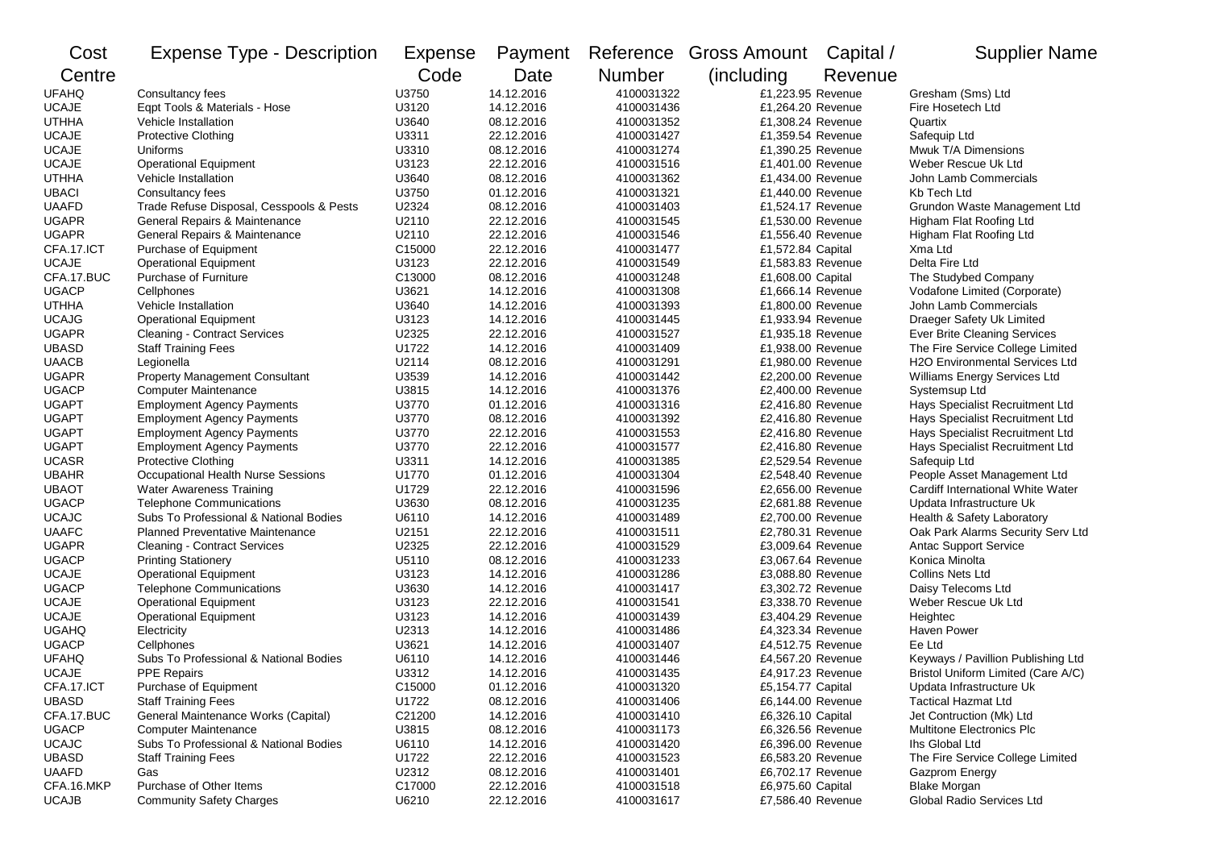| Cost Centre | Expense Type - Description | Expense Code | Payment Date | Reference Number | Gross Amount (including | Capital / Revenue | Supplier Name |
|---|---|---|---|---|---|---|---|
| UFAHQ | Consultancy fees | U3750 | 14.12.2016 | 4100031322 | £1,223.95 | Revenue | Gresham (Sms) Ltd |
| UCAJE | Eqpt Tools & Materials - Hose | U3120 | 14.12.2016 | 4100031436 | £1,264.20 | Revenue | Fire Hosetech Ltd |
| UTHHA | Vehicle Installation | U3640 | 08.12.2016 | 4100031352 | £1,308.24 | Revenue | Quartix |
| UCAJE | Protective Clothing | U3311 | 22.12.2016 | 4100031427 | £1,359.54 | Revenue | Safequip Ltd |
| UCAJE | Uniforms | U3310 | 08.12.2016 | 4100031274 | £1,390.25 | Revenue | Mwuk T/A Dimensions |
| UCAJE | Operational Equipment | U3123 | 22.12.2016 | 4100031516 | £1,401.00 | Revenue | Weber Rescue Uk Ltd |
| UTHHA | Vehicle Installation | U3640 | 08.12.2016 | 4100031362 | £1,434.00 | Revenue | John Lamb Commercials |
| UBACI | Consultancy fees | U3750 | 01.12.2016 | 4100031321 | £1,440.00 | Revenue | Kb Tech Ltd |
| UAAFD | Trade Refuse Disposal, Cesspools & Pests | U2324 | 08.12.2016 | 4100031403 | £1,524.17 | Revenue | Grundon Waste Management Ltd |
| UGAPR | General Repairs & Maintenance | U2110 | 22.12.2016 | 4100031545 | £1,530.00 | Revenue | Higham Flat Roofing Ltd |
| UGAPR | General Repairs & Maintenance | U2110 | 22.12.2016 | 4100031546 | £1,556.40 | Revenue | Higham Flat Roofing Ltd |
| CFA.17.ICT | Purchase of Equipment | C15000 | 22.12.2016 | 4100031477 | £1,572.84 | Capital | Xma Ltd |
| UCAJE | Operational Equipment | U3123 | 22.12.2016 | 4100031549 | £1,583.83 | Revenue | Delta Fire Ltd |
| CFA.17.BUC | Purchase of Furniture | C13000 | 08.12.2016 | 4100031248 | £1,608.00 | Capital | The Studybed Company |
| UGACP | Cellphones | U3621 | 14.12.2016 | 4100031308 | £1,666.14 | Revenue | Vodafone Limited (Corporate) |
| UTHHA | Vehicle Installation | U3640 | 14.12.2016 | 4100031393 | £1,800.00 | Revenue | John Lamb Commercials |
| UCAJG | Operational Equipment | U3123 | 14.12.2016 | 4100031445 | £1,933.94 | Revenue | Draeger Safety Uk Limited |
| UGAPR | Cleaning - Contract Services | U2325 | 22.12.2016 | 4100031527 | £1,935.18 | Revenue | Ever Brite Cleaning Services |
| UBASD | Staff Training Fees | U1722 | 14.12.2016 | 4100031409 | £1,938.00 | Revenue | The Fire Service College Limited |
| UAACB | Legionella | U2114 | 08.12.2016 | 4100031291 | £1,980.00 | Revenue | H2O Environmental Services Ltd |
| UGAPR | Property Management Consultant | U3539 | 14.12.2016 | 4100031442 | £2,200.00 | Revenue | Williams Energy Services Ltd |
| UGACP | Computer Maintenance | U3815 | 14.12.2016 | 4100031376 | £2,400.00 | Revenue | Systemsup Ltd |
| UGAPT | Employment Agency Payments | U3770 | 01.12.2016 | 4100031316 | £2,416.80 | Revenue | Hays Specialist Recruitment Ltd |
| UGAPT | Employment Agency Payments | U3770 | 08.12.2016 | 4100031392 | £2,416.80 | Revenue | Hays Specialist Recruitment Ltd |
| UGAPT | Employment Agency Payments | U3770 | 22.12.2016 | 4100031553 | £2,416.80 | Revenue | Hays Specialist Recruitment Ltd |
| UGAPT | Employment Agency Payments | U3770 | 22.12.2016 | 4100031577 | £2,416.80 | Revenue | Hays Specialist Recruitment Ltd |
| UCASR | Protective Clothing | U3311 | 14.12.2016 | 4100031385 | £2,529.54 | Revenue | Safequip Ltd |
| UBAHR | Occupational Health Nurse Sessions | U1770 | 01.12.2016 | 4100031304 | £2,548.40 | Revenue | People Asset Management Ltd |
| UBAOT | Water Awareness Training | U1729 | 22.12.2016 | 4100031596 | £2,656.00 | Revenue | Cardiff International White Water |
| UGACP | Telephone Communications | U3630 | 08.12.2016 | 4100031235 | £2,681.88 | Revenue | Updata Infrastructure Uk |
| UCAJC | Subs To Professional & National Bodies | U6110 | 14.12.2016 | 4100031489 | £2,700.00 | Revenue | Health & Safety Laboratory |
| UAAFC | Planned Preventative Maintenance | U2151 | 22.12.2016 | 4100031511 | £2,780.31 | Revenue | Oak Park Alarms Security Serv Ltd |
| UGAPR | Cleaning - Contract Services | U2325 | 22.12.2016 | 4100031529 | £3,009.64 | Revenue | Antac Support Service |
| UGACP | Printing Stationery | U5110 | 08.12.2016 | 4100031233 | £3,067.64 | Revenue | Konica Minolta |
| UCAJE | Operational Equipment | U3123 | 14.12.2016 | 4100031286 | £3,088.80 | Revenue | Collins Nets Ltd |
| UGACP | Telephone Communications | U3630 | 14.12.2016 | 4100031417 | £3,302.72 | Revenue | Daisy Telecoms Ltd |
| UCAJE | Operational Equipment | U3123 | 22.12.2016 | 4100031541 | £3,338.70 | Revenue | Weber Rescue Uk Ltd |
| UCAJE | Operational Equipment | U3123 | 14.12.2016 | 4100031439 | £3,404.29 | Revenue | Heightec |
| UGAHQ | Electricity | U2313 | 14.12.2016 | 4100031486 | £4,323.34 | Revenue | Haven Power |
| UGACP | Cellphones | U3621 | 14.12.2016 | 4100031407 | £4,512.75 | Revenue | Ee Ltd |
| UFAHQ | Subs To Professional & National Bodies | U6110 | 14.12.2016 | 4100031446 | £4,567.20 | Revenue | Keyways / Pavillion Publishing Ltd |
| UCAJE | PPE Repairs | U3312 | 14.12.2016 | 4100031435 | £4,917.23 | Revenue | Bristol Uniform Limited (Care A/C) |
| CFA.17.ICT | Purchase of Equipment | C15000 | 01.12.2016 | 4100031320 | £5,154.77 | Capital | Updata Infrastructure Uk |
| UBASD | Staff Training Fees | U1722 | 08.12.2016 | 4100031406 | £6,144.00 | Revenue | Tactical Hazmat Ltd |
| CFA.17.BUC | General Maintenance Works (Capital) | C21200 | 14.12.2016 | 4100031410 | £6,326.10 | Capital | Jet Contruction (Mk) Ltd |
| UGACP | Computer Maintenance | U3815 | 08.12.2016 | 4100031173 | £6,326.56 | Revenue | Multitone Electronics Plc |
| UCAJC | Subs To Professional & National Bodies | U6110 | 14.12.2016 | 4100031420 | £6,396.00 | Revenue | Ihs Global Ltd |
| UBASD | Staff Training Fees | U1722 | 22.12.2016 | 4100031523 | £6,583.20 | Revenue | The Fire Service College Limited |
| UAAFD | Gas | U2312 | 08.12.2016 | 4100031401 | £6,702.17 | Revenue | Gazprom Energy |
| CFA.16.MKP | Purchase of Other Items | C17000 | 22.12.2016 | 4100031518 | £6,975.60 | Capital | Blake Morgan |
| UCAJB | Community Safety Charges | U6210 | 22.12.2016 | 4100031617 | £7,586.40 | Revenue | Global Radio Services Ltd |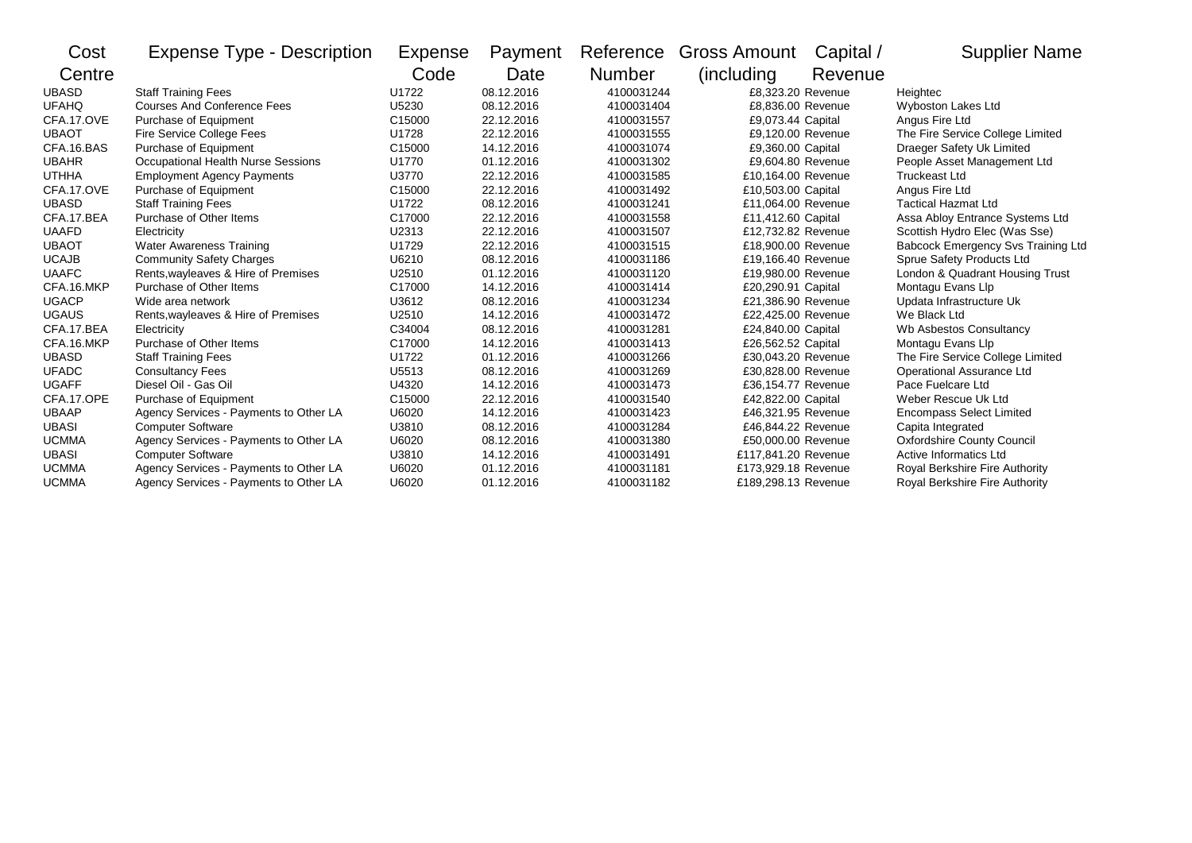| Cost Centre | Expense Type - Description | Expense Code | Payment Date | Reference Number | Gross Amount (including | Capital / Revenue | Supplier Name |
|---|---|---|---|---|---|---|---|
| UBASD | Staff Training Fees | U1722 | 08.12.2016 | 4100031244 | £8,323.20 | Revenue | Heightec |
| UFAHQ | Courses And Conference Fees | U5230 | 08.12.2016 | 4100031404 | £8,836.00 | Revenue | Wyboston Lakes Ltd |
| CFA.17.OVE | Purchase of Equipment | C15000 | 22.12.2016 | 4100031557 | £9,073.44 | Capital | Angus Fire Ltd |
| UBAOT | Fire Service College Fees | U1728 | 22.12.2016 | 4100031555 | £9,120.00 | Revenue | The Fire Service College Limited |
| CFA.16.BAS | Purchase of Equipment | C15000 | 14.12.2016 | 4100031074 | £9,360.00 | Capital | Draeger Safety Uk Limited |
| UBAHR | Occupational Health Nurse Sessions | U1770 | 01.12.2016 | 4100031302 | £9,604.80 | Revenue | People Asset Management Ltd |
| UTHHA | Employment Agency Payments | U3770 | 22.12.2016 | 4100031585 | £10,164.00 | Revenue | Truckeast Ltd |
| CFA.17.OVE | Purchase of Equipment | C15000 | 22.12.2016 | 4100031492 | £10,503.00 | Capital | Angus Fire Ltd |
| UBASD | Staff Training Fees | U1722 | 08.12.2016 | 4100031241 | £11,064.00 | Revenue | Tactical Hazmat Ltd |
| CFA.17.BEA | Purchase of Other Items | C17000 | 22.12.2016 | 4100031558 | £11,412.60 | Capital | Assa Abloy Entrance Systems Ltd |
| UAAFD | Electricity | U2313 | 22.12.2016 | 4100031507 | £12,732.82 | Revenue | Scottish Hydro Elec (Was Sse) |
| UBAOT | Water Awareness Training | U1729 | 22.12.2016 | 4100031515 | £18,900.00 | Revenue | Babcock Emergency Svs Training Ltd |
| UCAJB | Community Safety Charges | U6210 | 08.12.2016 | 4100031186 | £19,166.40 | Revenue | Sprue Safety Products Ltd |
| UAAFC | Rents,wayleaves & Hire of Premises | U2510 | 01.12.2016 | 4100031120 | £19,980.00 | Revenue | London & Quadrant Housing Trust |
| CFA.16.MKP | Purchase of Other Items | C17000 | 14.12.2016 | 4100031414 | £20,290.91 | Capital | Montagu Evans Llp |
| UGACP | Wide area network | U3612 | 08.12.2016 | 4100031234 | £21,386.90 | Revenue | Updata Infrastructure Uk |
| UGAUS | Rents,wayleaves & Hire of Premises | U2510 | 14.12.2016 | 4100031472 | £22,425.00 | Revenue | We Black Ltd |
| CFA.17.BEA | Electricity | C34004 | 08.12.2016 | 4100031281 | £24,840.00 | Capital | Wb Asbestos Consultancy |
| CFA.16.MKP | Purchase of Other Items | C17000 | 14.12.2016 | 4100031413 | £26,562.52 | Capital | Montagu Evans Llp |
| UBASD | Staff Training Fees | U1722 | 01.12.2016 | 4100031266 | £30,043.20 | Revenue | The Fire Service College Limited |
| UFADC | Consultancy Fees | U5513 | 08.12.2016 | 4100031269 | £30,828.00 | Revenue | Operational Assurance Ltd |
| UGAFF | Diesel Oil - Gas Oil | U4320 | 14.12.2016 | 4100031473 | £36,154.77 | Revenue | Pace Fuelcare Ltd |
| CFA.17.OPE | Purchase of Equipment | C15000 | 22.12.2016 | 4100031540 | £42,822.00 | Capital | Weber Rescue Uk Ltd |
| UBAAP | Agency Services - Payments to Other LA | U6020 | 14.12.2016 | 4100031423 | £46,321.95 | Revenue | Encompass Select Limited |
| UBASI | Computer Software | U3810 | 08.12.2016 | 4100031284 | £46,844.22 | Revenue | Capita Integrated |
| UCMMA | Agency Services - Payments to Other LA | U6020 | 08.12.2016 | 4100031380 | £50,000.00 | Revenue | Oxfordshire County Council |
| UBASI | Computer Software | U3810 | 14.12.2016 | 4100031491 | £117,841.20 | Revenue | Active Informatics Ltd |
| UCMMA | Agency Services - Payments to Other LA | U6020 | 01.12.2016 | 4100031181 | £173,929.18 | Revenue | Royal Berkshire Fire Authority |
| UCMMA | Agency Services - Payments to Other LA | U6020 | 01.12.2016 | 4100031182 | £189,298.13 | Revenue | Royal Berkshire Fire Authority |